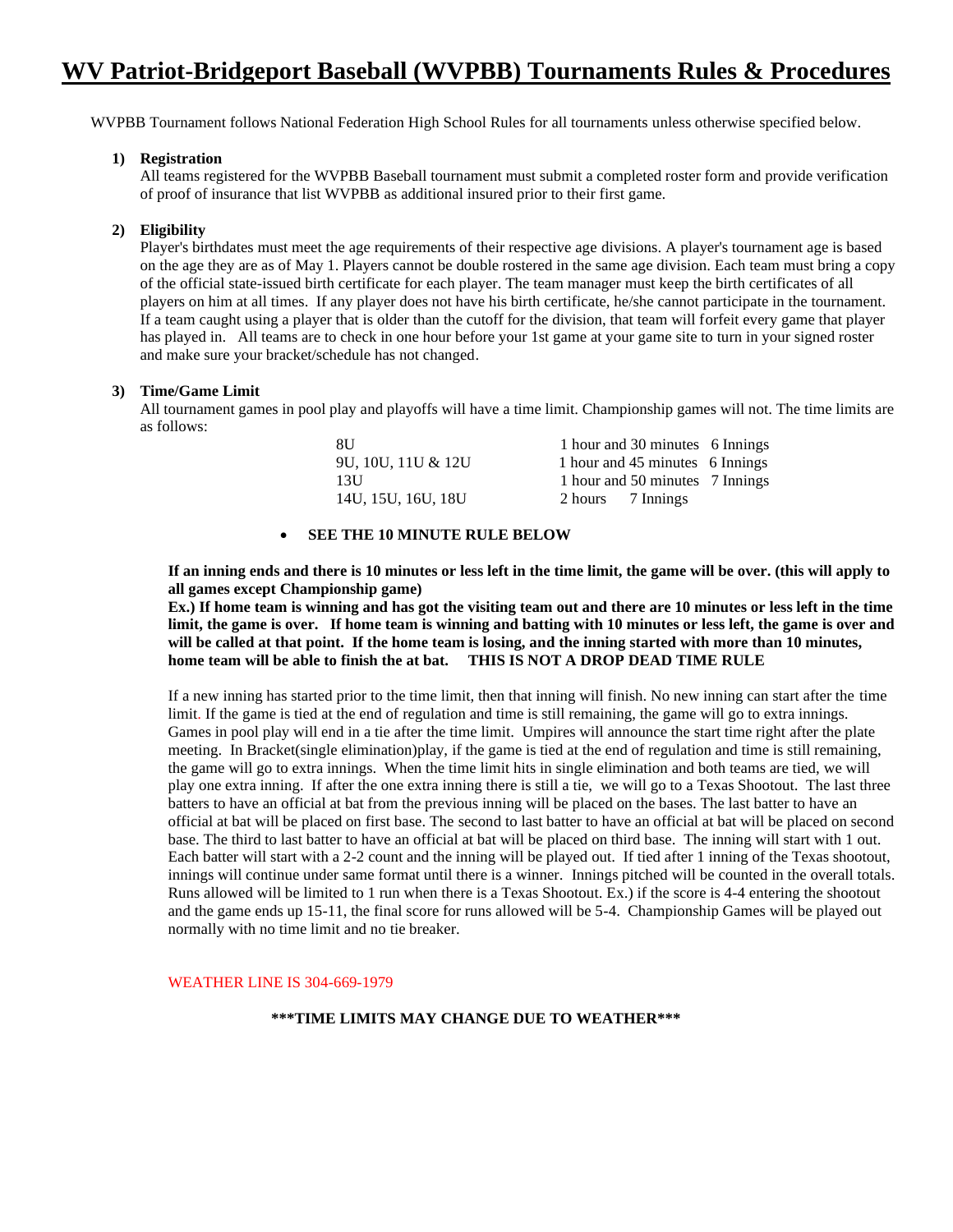# WV Patriot-Bridgeport Baseball (WVPBB) Tournaments Rules & Procedures

WVPBB Tournament follows National Federation High School Rules for all tournaments unless otherwise specified below.

**1) Registration**

All teams registered for the WVPBB Baseball tournament must submit a completed roster form and provide verification of proof of insurance that list WVPBB as additional insured prior to their first game.

**2) Eligibility**

Player's birthdates must meet the age requirements of their respective age divisions. A player's tournament age is based on the age they are as of May 1. Players cannot be double rostered in the same age division. Each team must bring a copy of the official state-issued birth certificate for each player. The team manager must keep the birth certificates of all players on him at all times. If any player does not have his birth certificate, he/she cannot participate in the tournament. If a team caught using a player that is older than the cutoff for the division, that team will forfeit every game that player has played in. All teams are to check in one hour before your 1st game at your game site to turn in your signed roster and make sure your bracket/schedule has not changed.

**3) Time/Game Limit**

All tournament games in pool play and playoffs will have a time limit. Championship games will not. The time limits are as follows:

| | | |
|---|---|---|
| 8U | 1 hour and 30 minutes | 6 Innings |
| 9U, 10U, 11U & 12U | 1 hour and 45 minutes | 6 Innings |
| 13U | 1 hour and 50 minutes | 7 Innings |
| 14U, 15U, 16U, 18U | 2 hours | 7 Innings |

- **SEE THE 10 MINUTE RULE BELOW**

**If an inning ends and there is 10 minutes or less left in the time limit, the game will be over. (this will apply to all games except Championship game)**

**Ex.) If home team is winning and has got the visiting team out and there are 10 minutes or less left in the time limit, the game is over. If home team is winning and batting with 10 minutes or less left, the game is over and will be called at that point. If the home team is losing, and the inning started with more than 10 minutes, home team will be able to finish the at bat. THIS IS NOT A DROP DEAD TIME RULE**

If a new inning has started prior to the time limit, then that inning will finish. No new inning can start after the time limit. If the game is tied at the end of regulation and time is still remaining, the game will go to extra innings. Games in pool play will end in a tie after the time limit. Umpires will announce the start time right after the plate meeting. In Bracket(single elimination)play, if the game is tied at the end of regulation and time is still remaining, the game will go to extra innings. When the time limit hits in single elimination and both teams are tied, we will play one extra inning. If after the one extra inning there is still a tie, we will go to a Texas Shootout. The last three batters to have an official at bat from the previous inning will be placed on the bases. The last batter to have an official at bat will be placed on first base. The second to last batter to have an official at bat will be placed on second base. The third to last batter to have an official at bat will be placed on third base. The inning will start with 1 out. Each batter will start with a 2-2 count and the inning will be played out. If tied after 1 inning of the Texas shootout, innings will continue under same format until there is a winner. Innings pitched will be counted in the overall totals. Runs allowed will be limited to 1 run when there is a Texas Shootout. Ex.) if the score is 4-4 entering the shootout and the game ends up 15-11, the final score for runs allowed will be 5-4. Championship Games will be played out normally with no time limit and no tie breaker.

WEATHER LINE IS 304-669-1979

**\*\*\*TIME LIMITS MAY CHANGE DUE TO WEATHER\*\*\***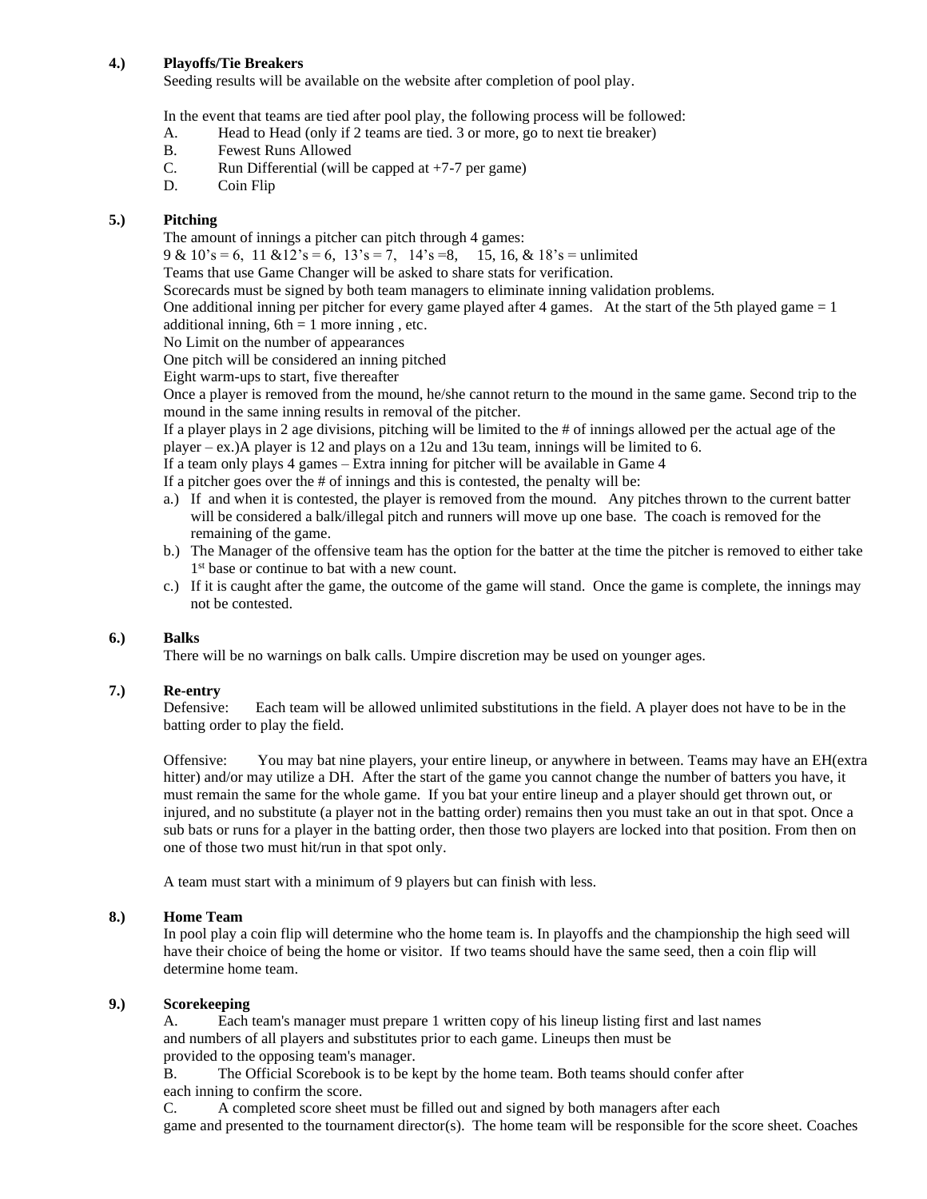### 4.) Playoffs/Tie Breakers

Seeding results will be available on the website after completion of pool play.

In the event that teams are tied after pool play, the following process will be followed:

A. Head to Head (only if 2 teams are tied. 3 or more, go to next tie breaker)
B. Fewest Runs Allowed
C. Run Differential (will be capped at +7-7 per game)
D. Coin Flip

### 5.) Pitching

The amount of innings a pitcher can pitch through 4 games:
9 & 10's = 6, 11 &12's = 6, 13's = 7, 14's =8, 15, 16, & 18's = unlimited
Teams that use Game Changer will be asked to share stats for verification.
Scorecards must be signed by both team managers to eliminate inning validation problems.
One additional inning per pitcher for every game played after 4 games. At the start of the 5th played game = 1 additional inning, 6th = 1 more inning , etc.
No Limit on the number of appearances
One pitch will be considered an inning pitched
Eight warm-ups to start, five thereafter
Once a player is removed from the mound, he/she cannot return to the mound in the same game. Second trip to the mound in the same inning results in removal of the pitcher.
If a player plays in 2 age divisions, pitching will be limited to the # of innings allowed per the actual age of the player – ex.)A player is 12 and plays on a 12u and 13u team, innings will be limited to 6.
If a team only plays 4 games – Extra inning for pitcher will be available in Game 4
If a pitcher goes over the # of innings and this is contested, the penalty will be:

a.) If and when it is contested, the player is removed from the mound. Any pitches thrown to the current batter will be considered a balk/illegal pitch and runners will move up one base. The coach is removed for the remaining of the game.
b.) The Manager of the offensive team has the option for the batter at the time the pitcher is removed to either take 1st base or continue to bat with a new count.
c.) If it is caught after the game, the outcome of the game will stand. Once the game is complete, the innings may not be contested.

### 6.) Balks

There will be no warnings on balk calls. Umpire discretion may be used on younger ages.

### 7.) Re-entry

Defensive: Each team will be allowed unlimited substitutions in the field. A player does not have to be in the batting order to play the field.

Offensive: You may bat nine players, your entire lineup, or anywhere in between. Teams may have an EH(extra hitter) and/or may utilize a DH. After the start of the game you cannot change the number of batters you have, it must remain the same for the whole game. If you bat your entire lineup and a player should get thrown out, or injured, and no substitute (a player not in the batting order) remains then you must take an out in that spot. Once a sub bats or runs for a player in the batting order, then those two players are locked into that position. From then on one of those two must hit/run in that spot only.

A team must start with a minimum of 9 players but can finish with less.

### 8.) Home Team

In pool play a coin flip will determine who the home team is. In playoffs and the championship the high seed will have their choice of being the home or visitor. If two teams should have the same seed, then a coin flip will determine home team.

### 9.) Scorekeeping

A. Each team's manager must prepare 1 written copy of his lineup listing first and last names and numbers of all players and substitutes prior to each game. Lineups then must be provided to the opposing team's manager.

B. The Official Scorebook is to be kept by the home team. Both teams should confer after each inning to confirm the score.

C. A completed score sheet must be filled out and signed by both managers after each game and presented to the tournament director(s). The home team will be responsible for the score sheet. Coaches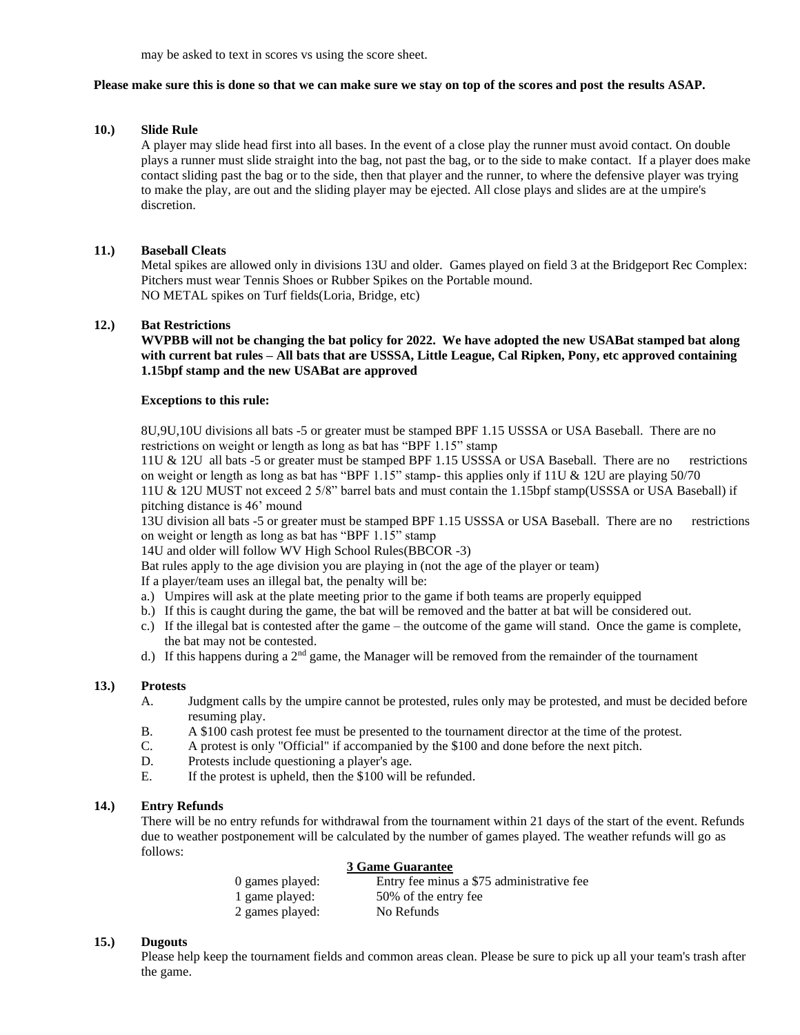may be asked to text in scores vs using the score sheet.

**Please make sure this is done so that we can make sure we stay on top of the scores and post the results ASAP.**

**10.) Slide Rule**

A player may slide head first into all bases. In the event of a close play the runner must avoid contact. On double plays a runner must slide straight into the bag, not past the bag, or to the side to make contact. If a player does make contact sliding past the bag or to the side, then that player and the runner, to where the defensive player was trying to make the play, are out and the sliding player may be ejected. All close plays and slides are at the umpire's discretion.

**11.) Baseball Cleats**

Metal spikes are allowed only in divisions 13U and older. Games played on field 3 at the Bridgeport Rec Complex: Pitchers must wear Tennis Shoes or Rubber Spikes on the Portable mound.
NO METAL spikes on Turf fields(Loria, Bridge, etc)

**12.) Bat Restrictions**

**WVPBB will not be changing the bat policy for 2022. We have adopted the new USABat stamped bat along with current bat rules – All bats that are USSSA, Little League, Cal Ripken, Pony, etc approved containing 1.15bpf stamp and the new USABat are approved**

**Exceptions to this rule:**

8U,9U,10U divisions all bats -5 or greater must be stamped BPF 1.15 USSSA or USA Baseball. There are no restrictions on weight or length as long as bat has "BPF 1.15" stamp
11U & 12U all bats -5 or greater must be stamped BPF 1.15 USSSA or USA Baseball. There are no restrictions on weight or length as long as bat has "BPF 1.15" stamp- this applies only if 11U & 12U are playing 50/70
11U & 12U MUST not exceed 2 5/8" barrel bats and must contain the 1.15bpf stamp(USSSA or USA Baseball) if pitching distance is 46' mound
13U division all bats -5 or greater must be stamped BPF 1.15 USSSA or USA Baseball. There are no restrictions on weight or length as long as bat has "BPF 1.15" stamp
14U and older will follow WV High School Rules(BBCOR -3)
Bat rules apply to the age division you are playing in (not the age of the player or team)
If a player/team uses an illegal bat, the penalty will be:

a.) Umpires will ask at the plate meeting prior to the game if both teams are properly equipped
b.) If this is caught during the game, the bat will be removed and the batter at bat will be considered out.
c.) If the illegal bat is contested after the game – the outcome of the game will stand. Once the game is complete, the bat may not be contested.
d.) If this happens during a 2nd game, the Manager will be removed from the remainder of the tournament

**13.) Protests**

A. Judgment calls by the umpire cannot be protested, rules only may be protested, and must be decided before resuming play.
B. A $100 cash protest fee must be presented to the tournament director at the time of the protest.
C. A protest is only "Official" if accompanied by the $100 and done before the next pitch.
D. Protests include questioning a player's age.
E. If the protest is upheld, then the $100 will be refunded.

**14.) Entry Refunds**

There will be no entry refunds for withdrawal from the tournament within 21 days of the start of the event. Refunds due to weather postponement will be calculated by the number of games played. The weather refunds will go as follows:

**<u>3 Game Guarantee</u>**

| | |
|---|---|
| 0 games played: | Entry fee minus a $75 administrative fee |
| 1 game played: | 50% of the entry fee |
| 2 games played: | No Refunds |

**15.) Dugouts**

Please help keep the tournament fields and common areas clean. Please be sure to pick up all your team's trash after the game.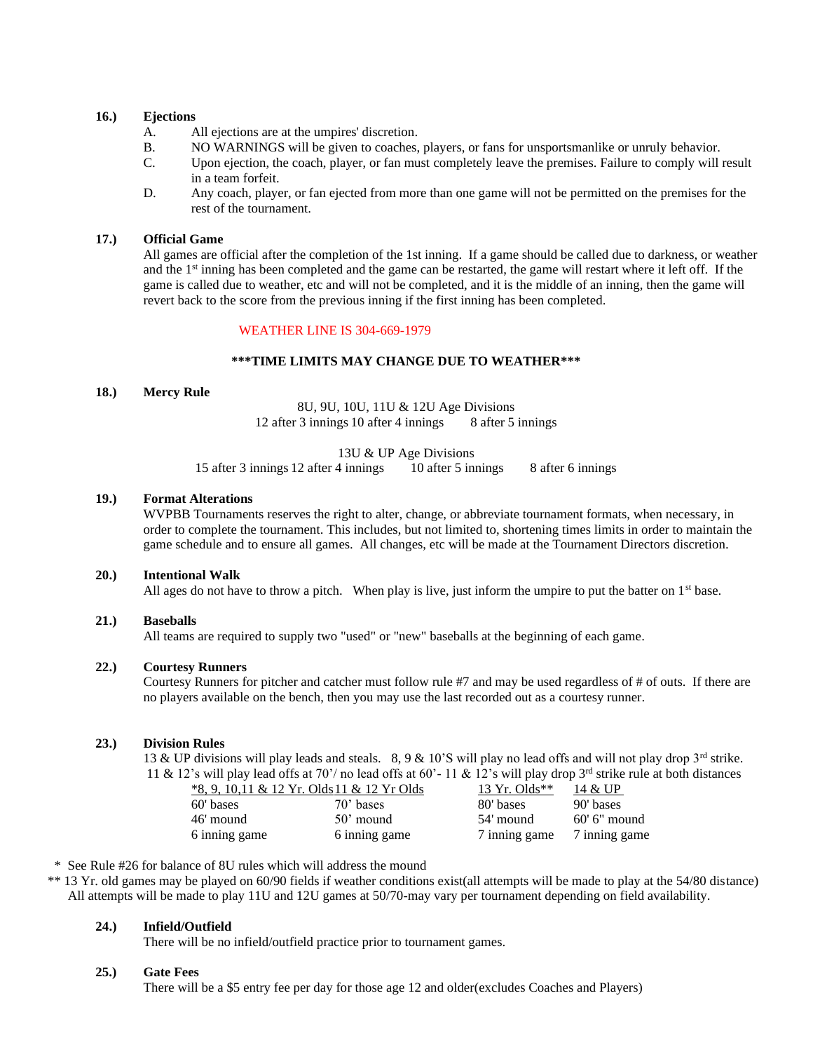**16.) Ejections**

A. All ejections are at the umpires' discretion.

B. NO WARNINGS will be given to coaches, players, or fans for unsportsmanlike or unruly behavior.

C. Upon ejection, the coach, player, or fan must completely leave the premises. Failure to comply will result in a team forfeit.

D. Any coach, player, or fan ejected from more than one game will not be permitted on the premises for the rest of the tournament.

**17.) Official Game**

All games are official after the completion of the 1st inning. If a game should be called due to darkness, or weather and the 1st inning has been completed and the game can be restarted, the game will restart where it left off. If the game is called due to weather, etc and will not be completed, and it is the middle of an inning, then the game will revert back to the score from the previous inning if the first inning has been completed.

WEATHER LINE IS 304-669-1979

**\*\*\*TIME LIMITS MAY CHANGE DUE TO WEATHER\*\*\***

**18.) Mercy Rule**

8U, 9U, 10U, 11U & 12U Age Divisions
12 after 3 innings 10 after 4 innings 8 after 5 innings

13U & UP Age Divisions
15 after 3 innings 12 after 4 innings 10 after 5 innings 8 after 6 innings

**19.) Format Alterations**

WVPBB Tournaments reserves the right to alter, change, or abbreviate tournament formats, when necessary, in order to complete the tournament. This includes, but not limited to, shortening times limits in order to maintain the game schedule and to ensure all games. All changes, etc will be made at the Tournament Directors discretion.

**20.) Intentional Walk**

All ages do not have to throw a pitch. When play is live, just inform the umpire to put the batter on 1st base.

**21.) Baseballs**

All teams are required to supply two "used" or "new" baseballs at the beginning of each game.

**22.) Courtesy Runners**

Courtesy Runners for pitcher and catcher must follow rule #7 and may be used regardless of # of outs. If there are no players available on the bench, then you may use the last recorded out as a courtesy runner.

**23.) Division Rules**

13 & UP divisions will play leads and steals. 8, 9 & 10'S will play no lead offs and will not play drop 3rd strike. 11 & 12's will play lead offs at 70'/ no lead offs at 60'- 11 & 12's will play drop 3rd strike rule at both distances

| *8, 9, 10,11 & 12 Yr. Olds | 11 & 12 Yr Olds | 13 Yr. Olds** | 14 & UP |
|---|---|---|---|
| 60' bases | 70' bases | 80' bases | 90' bases |
| 46' mound | 50' mound | 54' mound | 60' 6" mound |
| 6 inning game | 6 inning game | 7 inning game | 7 inning game |

\* See Rule #26 for balance of 8U rules which will address the mound

\*\* 13 Yr. old games may be played on 60/90 fields if weather conditions exist(all attempts will be made to play at the 54/80 distance) All attempts will be made to play 11U and 12U games at 50/70-may vary per tournament depending on field availability.

**24.) Infield/Outfield**

There will be no infield/outfield practice prior to tournament games.

**25.) Gate Fees**

There will be a $5 entry fee per day for those age 12 and older(excludes Coaches and Players)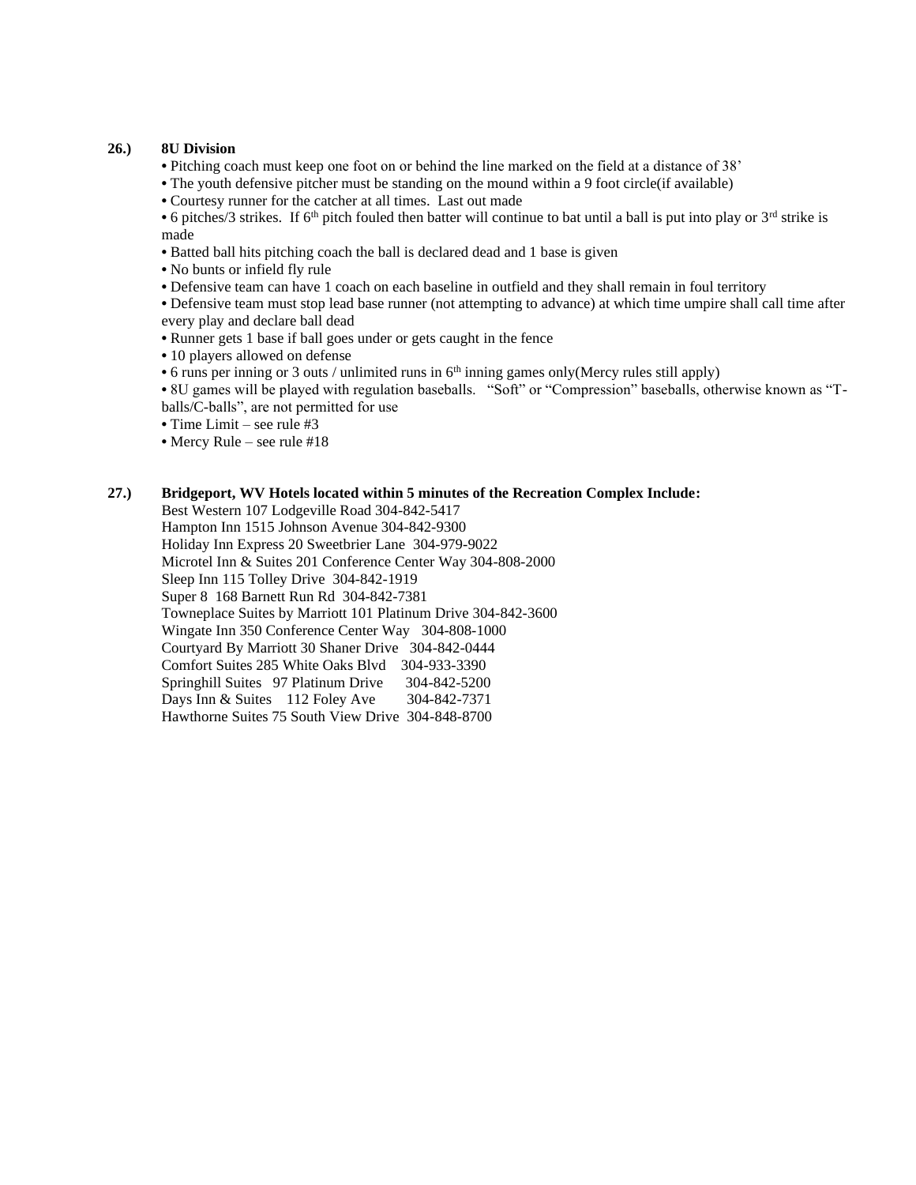**26.) 8U Division**

- Pitching coach must keep one foot on or behind the line marked on the field at a distance of 38'
- The youth defensive pitcher must be standing on the mound within a 9 foot circle(if available)
- Courtesy runner for the catcher at all times. Last out made
- 6 pitches/3 strikes. If 6th pitch fouled then batter will continue to bat until a ball is put into play or 3rd strike is made
- Batted ball hits pitching coach the ball is declared dead and 1 base is given
- No bunts or infield fly rule
- Defensive team can have 1 coach on each baseline in outfield and they shall remain in foul territory
- Defensive team must stop lead base runner (not attempting to advance) at which time umpire shall call time after every play and declare ball dead
- Runner gets 1 base if ball goes under or gets caught in the fence
- 10 players allowed on defense
- 6 runs per inning or 3 outs / unlimited runs in 6th inning games only(Mercy rules still apply)
- 8U games will be played with regulation baseballs. "Soft" or "Compression" baseballs, otherwise known as "T-balls/C-balls", are not permitted for use
- Time Limit – see rule #3
- Mercy Rule – see rule #18

**27.) Bridgeport, WV Hotels located within 5 minutes of the Recreation Complex Include:**

Best Western 107 Lodgeville Road 304-842-5417
Hampton Inn 1515 Johnson Avenue 304-842-9300
Holiday Inn Express 20 Sweetbrier Lane 304-979-9022
Microtel Inn & Suites 201 Conference Center Way 304-808-2000
Sleep Inn 115 Tolley Drive 304-842-1919
Super 8 168 Barnett Run Rd 304-842-7381
Towneplace Suites by Marriott 101 Platinum Drive 304-842-3600
Wingate Inn 350 Conference Center Way 304-808-1000
Courtyard By Marriott 30 Shaner Drive 304-842-0444
Comfort Suites 285 White Oaks Blvd 304-933-3390
Springhill Suites 97 Platinum Drive 304-842-5200
Days Inn & Suites 112 Foley Ave 304-842-7371
Hawthorne Suites 75 South View Drive 304-848-8700